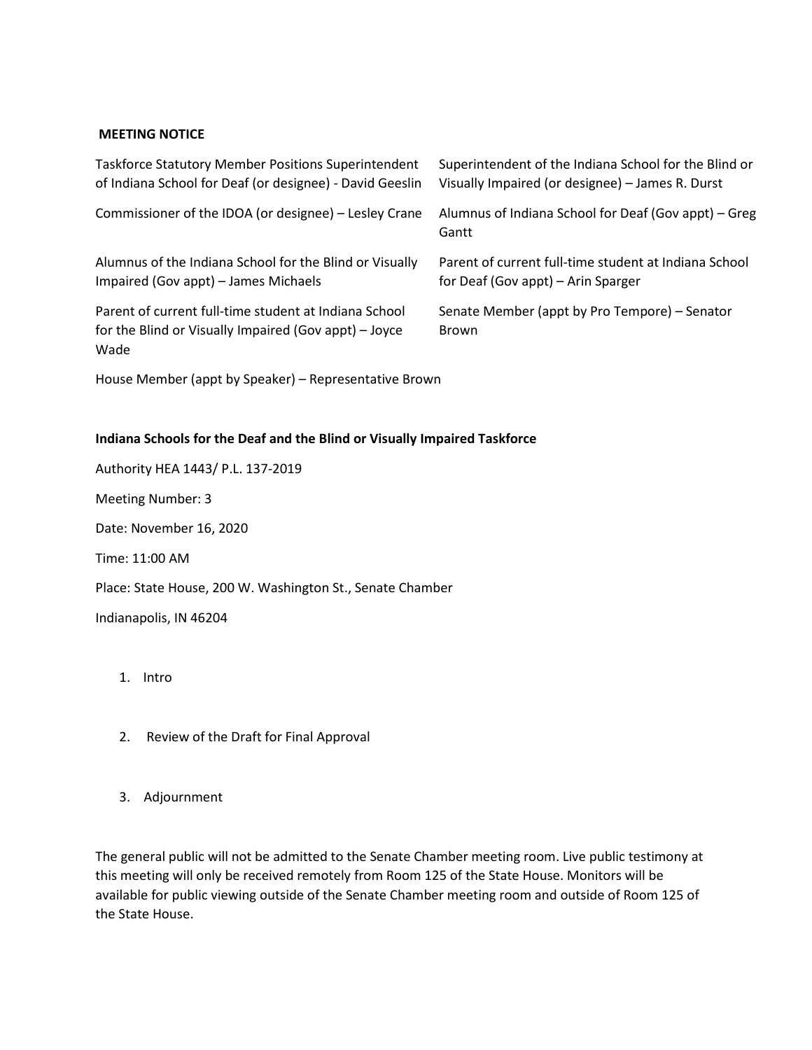**MEETING NOTICE**

Taskforce Statutory Member Positions Superintendent of Indiana School for Deaf (or designee) - David Geeslin

Superintendent of the Indiana School for the Blind or Visually Impaired (or designee) – James R. Durst

Commissioner of the IDOA (or designee) – Lesley Crane

Alumnus of Indiana School for Deaf (Gov appt) – Greg Gantt

Alumnus of the Indiana School for the Blind or Visually Impaired (Gov appt) – James Michaels

Parent of current full-time student at Indiana School for Deaf (Gov appt) – Arin Sparger

Parent of current full-time student at Indiana School for the Blind or Visually Impaired (Gov appt) – Joyce Wade

Senate Member (appt by Pro Tempore) – Senator Brown

House Member (appt by Speaker) – Representative Brown

**Indiana Schools for the Deaf and the Blind or Visually Impaired Taskforce**

Authority HEA 1443/ P.L. 137-2019

Meeting Number: 3

Date: November 16, 2020

Time: 11:00 AM

Place: State House, 200 W. Washington St., Senate Chamber

Indianapolis, IN 46204

1. Intro

2. Review of the Draft for Final Approval

3. Adjournment

The general public will not be admitted to the Senate Chamber meeting room. Live public testimony at this meeting will only be received remotely from Room 125 of the State House. Monitors will be available for public viewing outside of the Senate Chamber meeting room and outside of Room 125 of the State House.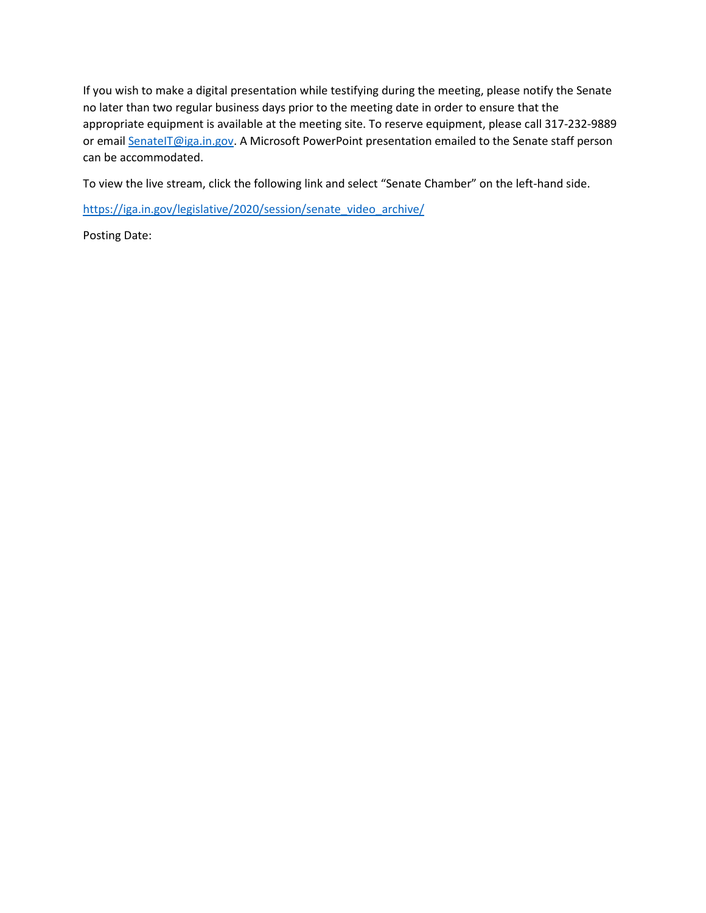If you wish to make a digital presentation while testifying during the meeting, please notify the Senate no later than two regular business days prior to the meeting date in order to ensure that the appropriate equipment is available at the meeting site. To reserve equipment, please call 317-232-9889 or email SenateIT@iga.in.gov. A Microsoft PowerPoint presentation emailed to the Senate staff person can be accommodated.

To view the live stream, click the following link and select "Senate Chamber" on the left-hand side.

https://iga.in.gov/legislative/2020/session/senate_video_archive/

Posting Date: